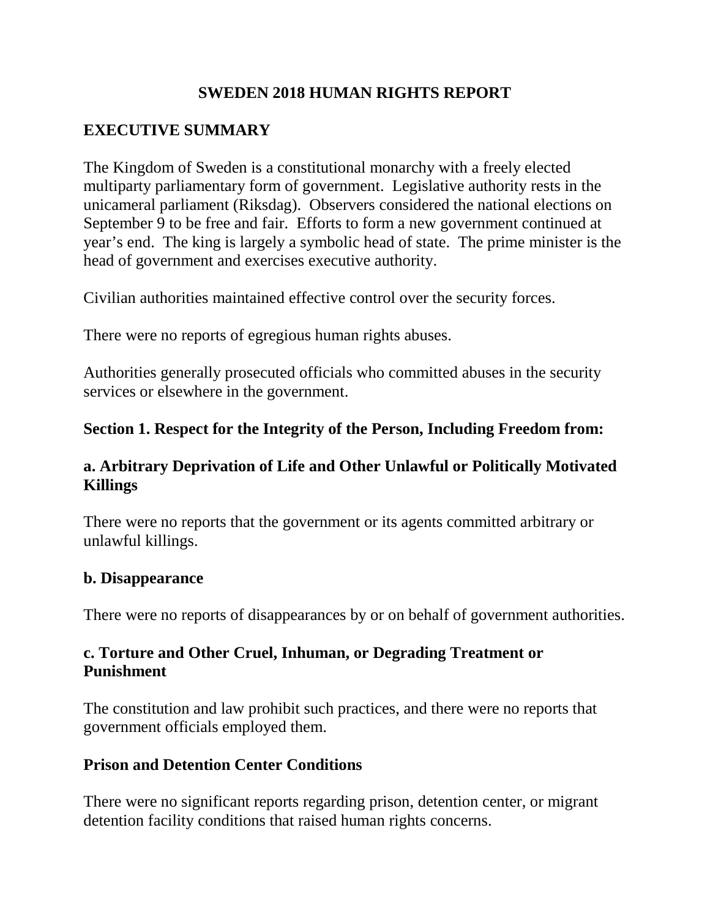# SWEDEN 2018 HUMAN RIGHTS REPORT

## EXECUTIVE SUMMARY

The Kingdom of Sweden is a constitutional monarchy with a freely elected multiparty parliamentary form of government. Legislative authority rests in the unicameral parliament (Riksdag). Observers considered the national elections on September 9 to be free and fair. Efforts to form a new government continued at year's end. The king is largely a symbolic head of state. The prime minister is the head of government and exercises executive authority.

Civilian authorities maintained effective control over the security forces.

There were no reports of egregious human rights abuses.

Authorities generally prosecuted officials who committed abuses in the security services or elsewhere in the government.

## Section 1. Respect for the Integrity of the Person, Including Freedom from:

### a. Arbitrary Deprivation of Life and Other Unlawful or Politically Motivated Killings

There were no reports that the government or its agents committed arbitrary or unlawful killings.

### b. Disappearance

There were no reports of disappearances by or on behalf of government authorities.

### c. Torture and Other Cruel, Inhuman, or Degrading Treatment or Punishment

The constitution and law prohibit such practices, and there were no reports that government officials employed them.

### Prison and Detention Center Conditions

There were no significant reports regarding prison, detention center, or migrant detention facility conditions that raised human rights concerns.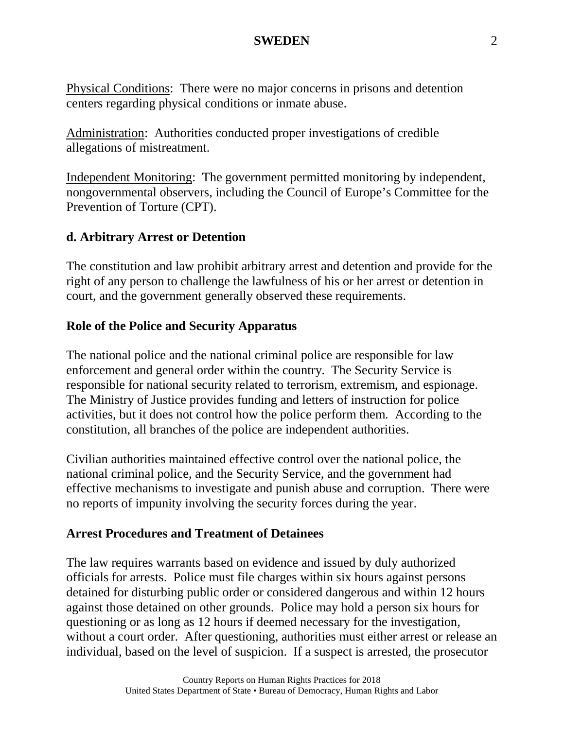Physical Conditions: There were no major concerns in prisons and detention centers regarding physical conditions or inmate abuse.

Administration: Authorities conducted proper investigations of credible allegations of mistreatment.

Independent Monitoring: The government permitted monitoring by independent, nongovernmental observers, including the Council of Europe's Committee for the Prevention of Torture (CPT).

### d. Arbitrary Arrest or Detention

The constitution and law prohibit arbitrary arrest and detention and provide for the right of any person to challenge the lawfulness of his or her arrest or detention in court, and the government generally observed these requirements.

### Role of the Police and Security Apparatus

The national police and the national criminal police are responsible for law enforcement and general order within the country. The Security Service is responsible for national security related to terrorism, extremism, and espionage. The Ministry of Justice provides funding and letters of instruction for police activities, but it does not control how the police perform them. According to the constitution, all branches of the police are independent authorities.

Civilian authorities maintained effective control over the national police, the national criminal police, and the Security Service, and the government had effective mechanisms to investigate and punish abuse and corruption. There were no reports of impunity involving the security forces during the year.

### Arrest Procedures and Treatment of Detainees

The law requires warrants based on evidence and issued by duly authorized officials for arrests. Police must file charges within six hours against persons detained for disturbing public order or considered dangerous and within 12 hours against those detained on other grounds. Police may hold a person six hours for questioning or as long as 12 hours if deemed necessary for the investigation, without a court order. After questioning, authorities must either arrest or release an individual, based on the level of suspicion. If a suspect is arrested, the prosecutor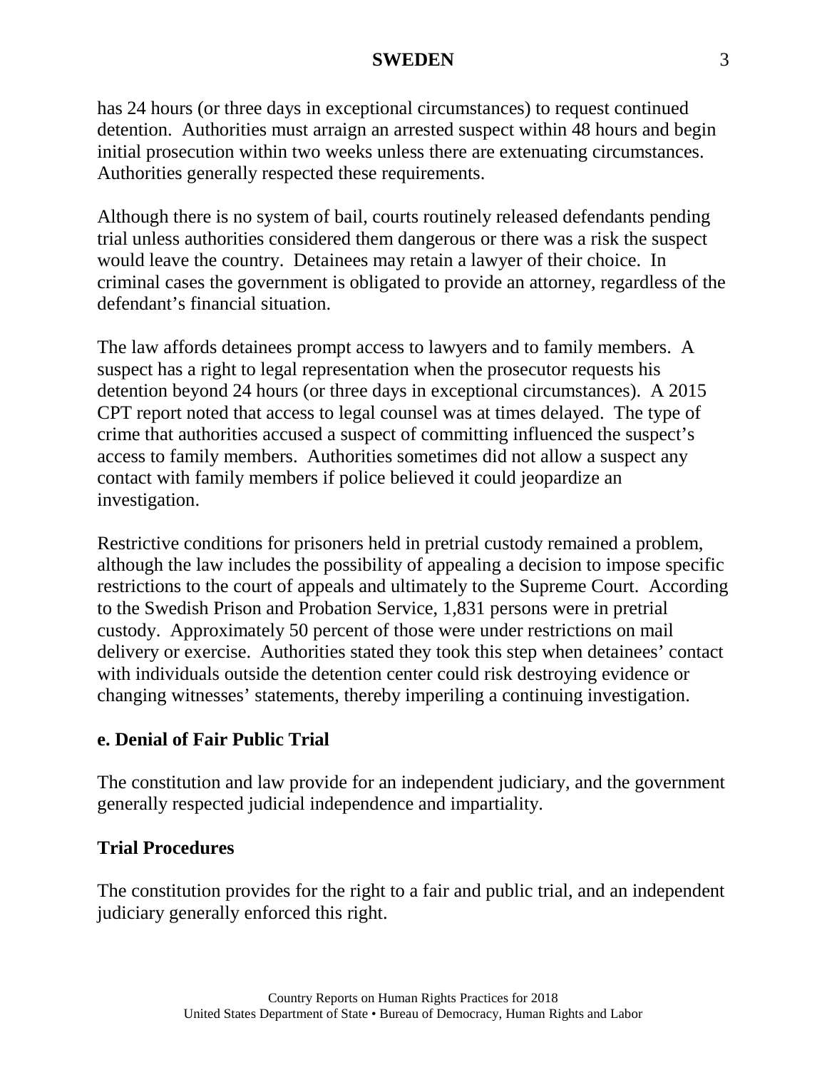has 24 hours (or three days in exceptional circumstances) to request continued detention. Authorities must arraign an arrested suspect within 48 hours and begin initial prosecution within two weeks unless there are extenuating circumstances. Authorities generally respected these requirements.

Although there is no system of bail, courts routinely released defendants pending trial unless authorities considered them dangerous or there was a risk the suspect would leave the country. Detainees may retain a lawyer of their choice. In criminal cases the government is obligated to provide an attorney, regardless of the defendant's financial situation.

The law affords detainees prompt access to lawyers and to family members. A suspect has a right to legal representation when the prosecutor requests his detention beyond 24 hours (or three days in exceptional circumstances). A 2015 CPT report noted that access to legal counsel was at times delayed. The type of crime that authorities accused a suspect of committing influenced the suspect's access to family members. Authorities sometimes did not allow a suspect any contact with family members if police believed it could jeopardize an investigation.

Restrictive conditions for prisoners held in pretrial custody remained a problem, although the law includes the possibility of appealing a decision to impose specific restrictions to the court of appeals and ultimately to the Supreme Court. According to the Swedish Prison and Probation Service, 1,831 persons were in pretrial custody. Approximately 50 percent of those were under restrictions on mail delivery or exercise. Authorities stated they took this step when detainees' contact with individuals outside the detention center could risk destroying evidence or changing witnesses' statements, thereby imperiling a continuing investigation.

### e. Denial of Fair Public Trial

The constitution and law provide for an independent judiciary, and the government generally respected judicial independence and impartiality.

### Trial Procedures

The constitution provides for the right to a fair and public trial, and an independent judiciary generally enforced this right.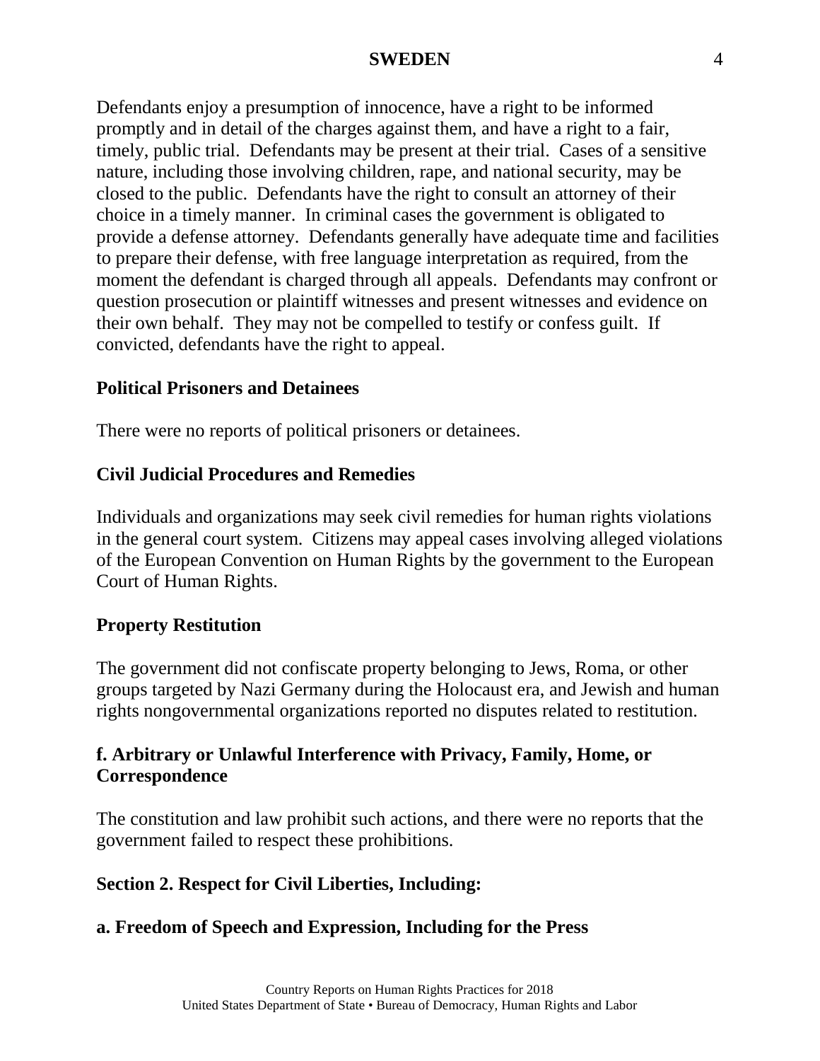Defendants enjoy a presumption of innocence, have a right to be informed promptly and in detail of the charges against them, and have a right to a fair, timely, public trial. Defendants may be present at their trial. Cases of a sensitive nature, including those involving children, rape, and national security, may be closed to the public. Defendants have the right to consult an attorney of their choice in a timely manner. In criminal cases the government is obligated to provide a defense attorney. Defendants generally have adequate time and facilities to prepare their defense, with free language interpretation as required, from the moment the defendant is charged through all appeals. Defendants may confront or question prosecution or plaintiff witnesses and present witnesses and evidence on their own behalf. They may not be compelled to testify or confess guilt. If convicted, defendants have the right to appeal.

### Political Prisoners and Detainees

There were no reports of political prisoners or detainees.

### Civil Judicial Procedures and Remedies

Individuals and organizations may seek civil remedies for human rights violations in the general court system. Citizens may appeal cases involving alleged violations of the European Convention on Human Rights by the government to the European Court of Human Rights.

### Property Restitution

The government did not confiscate property belonging to Jews, Roma, or other groups targeted by Nazi Germany during the Holocaust era, and Jewish and human rights nongovernmental organizations reported no disputes related to restitution.

### f. Arbitrary or Unlawful Interference with Privacy, Family, Home, or Correspondence

The constitution and law prohibit such actions, and there were no reports that the government failed to respect these prohibitions.

## Section 2. Respect for Civil Liberties, Including:

### a. Freedom of Speech and Expression, Including for the Press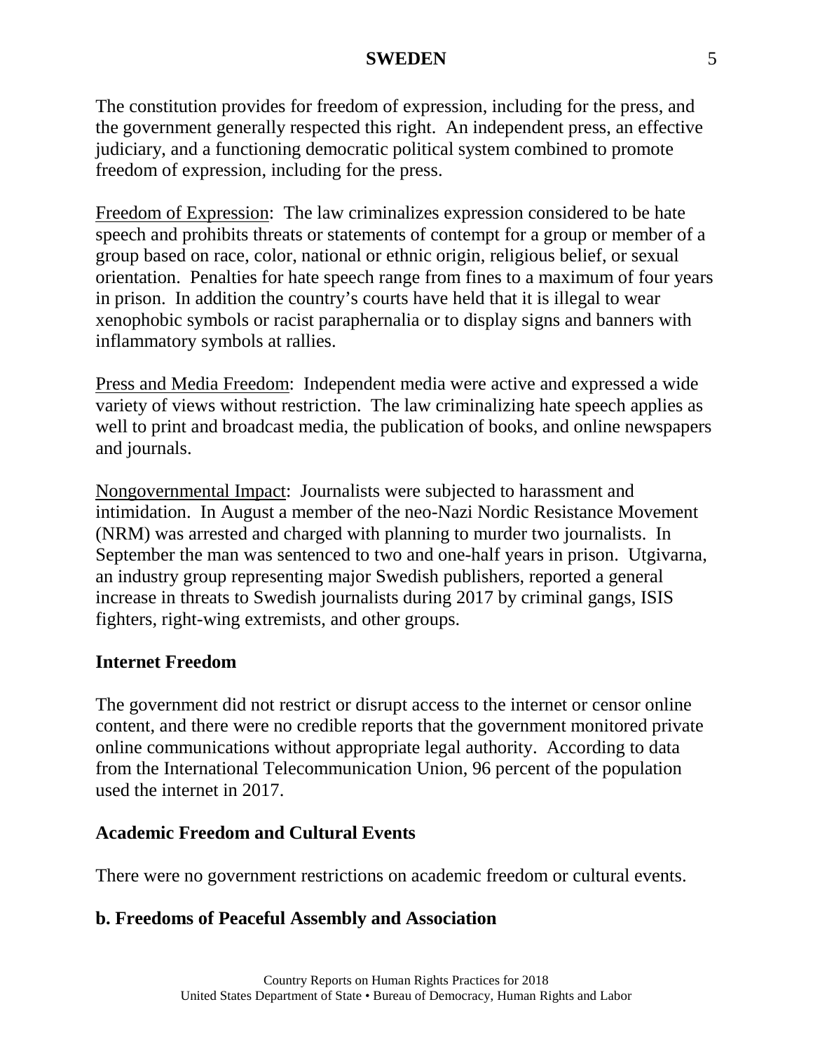The constitution provides for freedom of expression, including for the press, and the government generally respected this right. An independent press, an effective judiciary, and a functioning democratic political system combined to promote freedom of expression, including for the press.

Freedom of Expression: The law criminalizes expression considered to be hate speech and prohibits threats or statements of contempt for a group or member of a group based on race, color, national or ethnic origin, religious belief, or sexual orientation. Penalties for hate speech range from fines to a maximum of four years in prison. In addition the country's courts have held that it is illegal to wear xenophobic symbols or racist paraphernalia or to display signs and banners with inflammatory symbols at rallies.

Press and Media Freedom: Independent media were active and expressed a wide variety of views without restriction. The law criminalizing hate speech applies as well to print and broadcast media, the publication of books, and online newspapers and journals.

Nongovernmental Impact: Journalists were subjected to harassment and intimidation. In August a member of the neo-Nazi Nordic Resistance Movement (NRM) was arrested and charged with planning to murder two journalists. In September the man was sentenced to two and one-half years in prison. Utgivarna, an industry group representing major Swedish publishers, reported a general increase in threats to Swedish journalists during 2017 by criminal gangs, ISIS fighters, right-wing extremists, and other groups.

### Internet Freedom

The government did not restrict or disrupt access to the internet or censor online content, and there were no credible reports that the government monitored private online communications without appropriate legal authority. According to data from the International Telecommunication Union, 96 percent of the population used the internet in 2017.

### Academic Freedom and Cultural Events

There were no government restrictions on academic freedom or cultural events.

## b. Freedoms of Peaceful Assembly and Association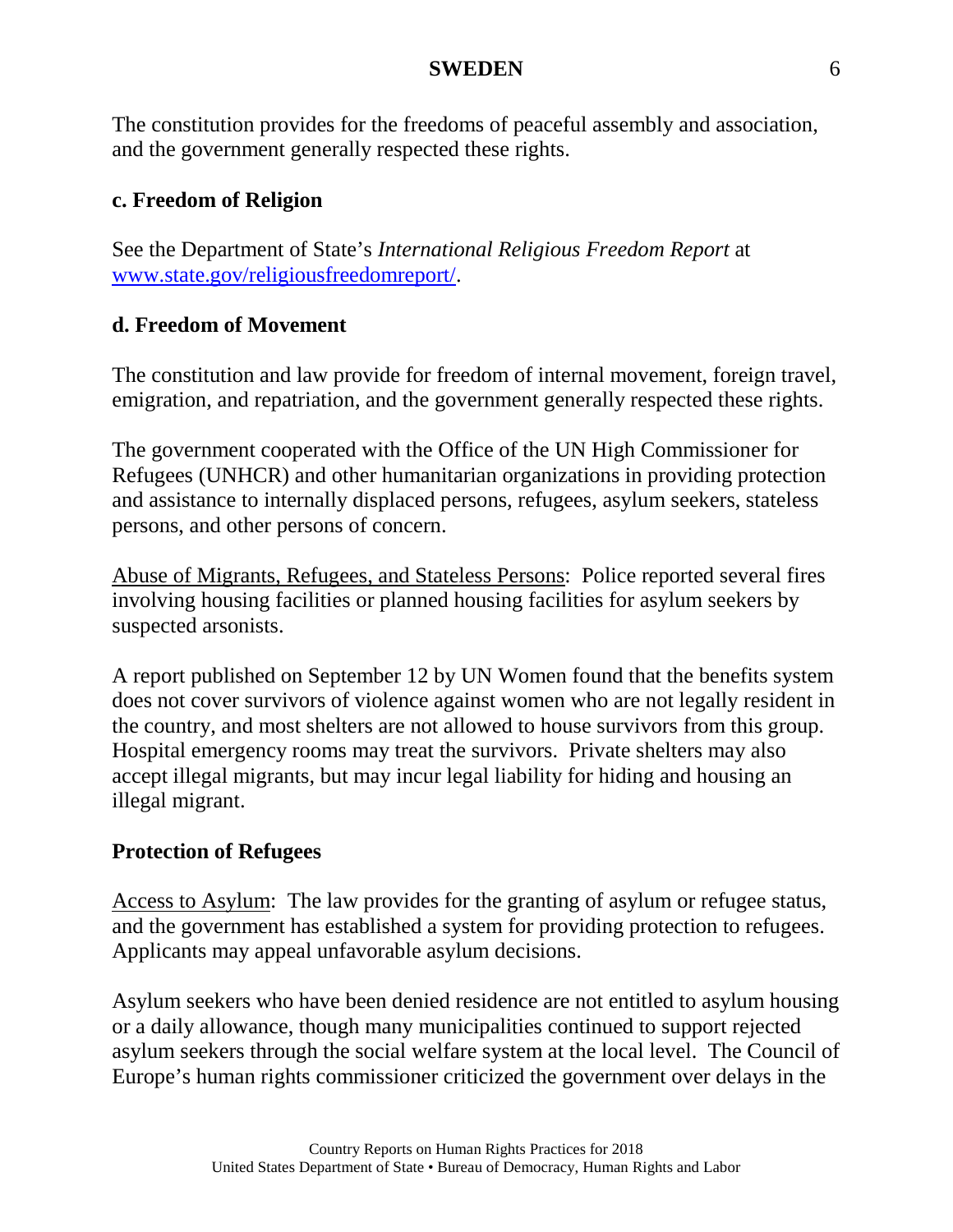The constitution provides for the freedoms of peaceful assembly and association, and the government generally respected these rights.

### c. Freedom of Religion

See the Department of State's *International Religious Freedom Report* at [www.state.gov/religiousfreedomreport/](www.state.gov/religiousfreedomreport/).

### d. Freedom of Movement

The constitution and law provide for freedom of internal movement, foreign travel, emigration, and repatriation, and the government generally respected these rights.

The government cooperated with the Office of the UN High Commissioner for Refugees (UNHCR) and other humanitarian organizations in providing protection and assistance to internally displaced persons, refugees, asylum seekers, stateless persons, and other persons of concern.

Abuse of Migrants, Refugees, and Stateless Persons: Police reported several fires involving housing facilities or planned housing facilities for asylum seekers by suspected arsonists.

A report published on September 12 by UN Women found that the benefits system does not cover survivors of violence against women who are not legally resident in the country, and most shelters are not allowed to house survivors from this group. Hospital emergency rooms may treat the survivors. Private shelters may also accept illegal migrants, but may incur legal liability for hiding and housing an illegal migrant.

### Protection of Refugees

Access to Asylum: The law provides for the granting of asylum or refugee status, and the government has established a system for providing protection to refugees. Applicants may appeal unfavorable asylum decisions.

Asylum seekers who have been denied residence are not entitled to asylum housing or a daily allowance, though many municipalities continued to support rejected asylum seekers through the social welfare system at the local level. The Council of Europe's human rights commissioner criticized the government over delays in the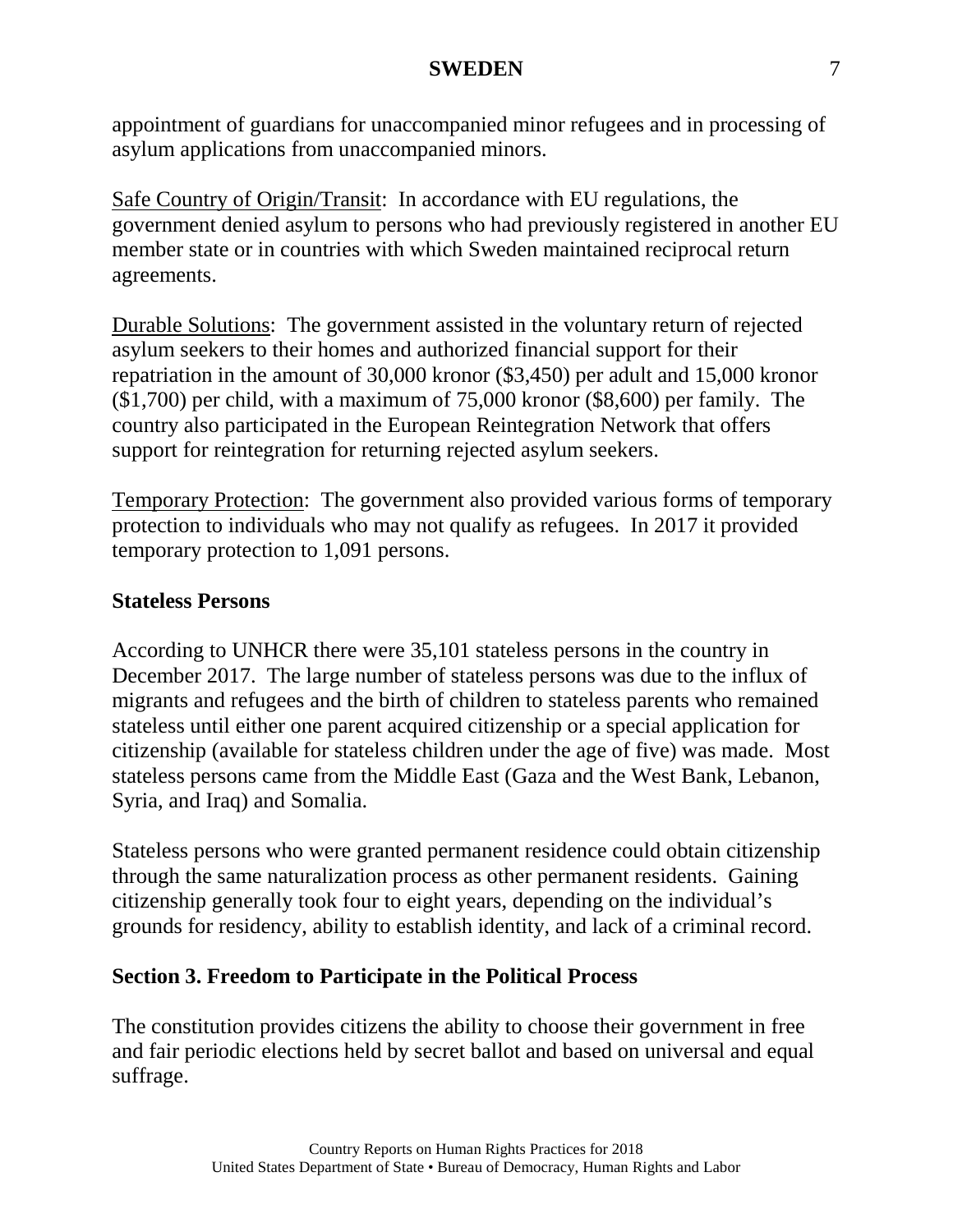appointment of guardians for unaccompanied minor refugees and in processing of asylum applications from unaccompanied minors.

Safe Country of Origin/Transit: In accordance with EU regulations, the government denied asylum to persons who had previously registered in another EU member state or in countries with which Sweden maintained reciprocal return agreements.

Durable Solutions: The government assisted in the voluntary return of rejected asylum seekers to their homes and authorized financial support for their repatriation in the amount of 30,000 kronor ($3,450) per adult and 15,000 kronor ($1,700) per child, with a maximum of 75,000 kronor ($8,600) per family. The country also participated in the European Reintegration Network that offers support for reintegration for returning rejected asylum seekers.

Temporary Protection: The government also provided various forms of temporary protection to individuals who may not qualify as refugees. In 2017 it provided temporary protection to 1,091 persons.

### Stateless Persons

According to UNHCR there were 35,101 stateless persons in the country in December 2017. The large number of stateless persons was due to the influx of migrants and refugees and the birth of children to stateless parents who remained stateless until either one parent acquired citizenship or a special application for citizenship (available for stateless children under the age of five) was made. Most stateless persons came from the Middle East (Gaza and the West Bank, Lebanon, Syria, and Iraq) and Somalia.

Stateless persons who were granted permanent residence could obtain citizenship through the same naturalization process as other permanent residents. Gaining citizenship generally took four to eight years, depending on the individual's grounds for residency, ability to establish identity, and lack of a criminal record.

## Section 3. Freedom to Participate in the Political Process

The constitution provides citizens the ability to choose their government in free and fair periodic elections held by secret ballot and based on universal and equal suffrage.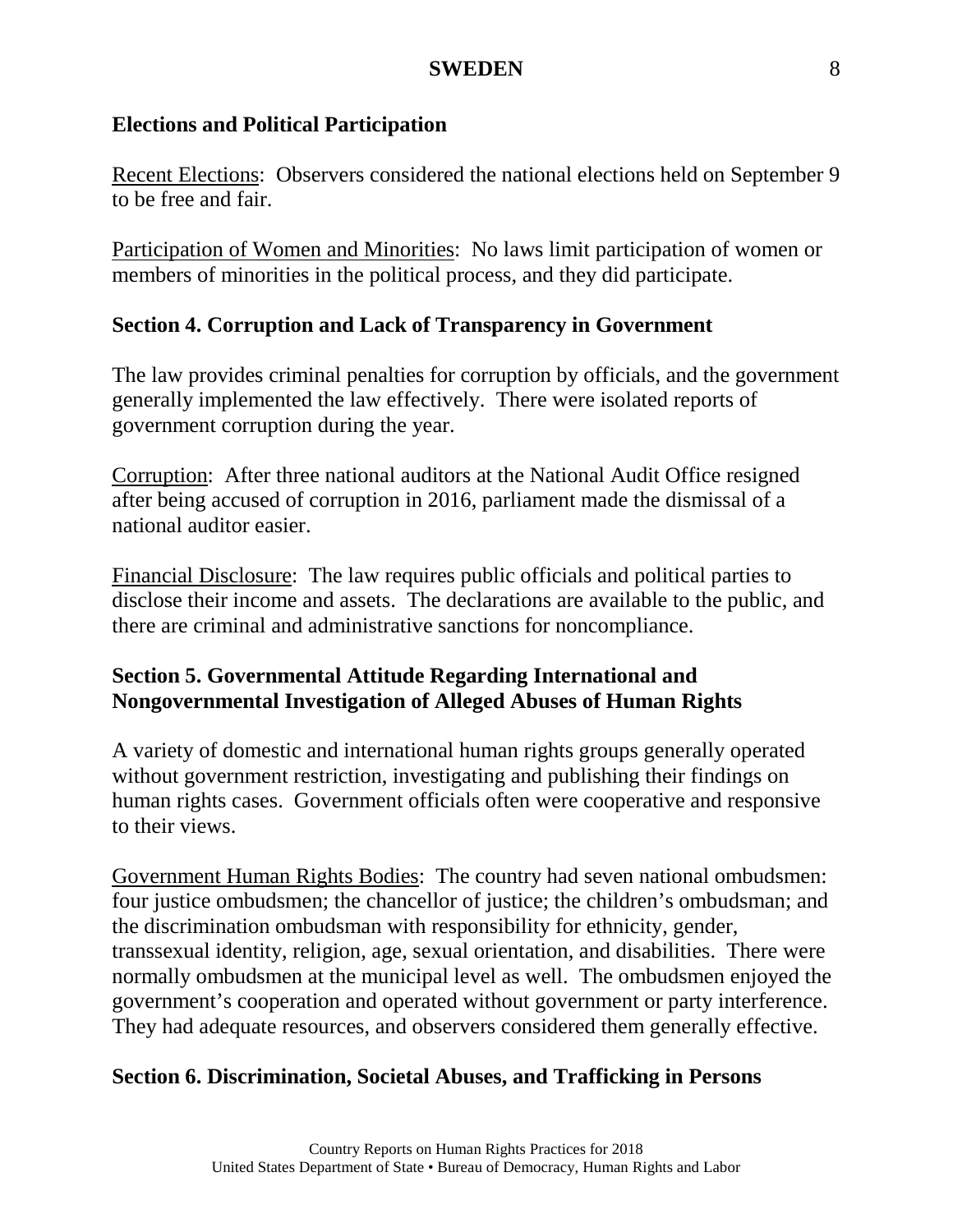### Elections and Political Participation

Recent Elections: Observers considered the national elections held on September 9 to be free and fair.

Participation of Women and Minorities: No laws limit participation of women or members of minorities in the political process, and they did participate.

### Section 4. Corruption and Lack of Transparency in Government

The law provides criminal penalties for corruption by officials, and the government generally implemented the law effectively. There were isolated reports of government corruption during the year.

Corruption: After three national auditors at the National Audit Office resigned after being accused of corruption in 2016, parliament made the dismissal of a national auditor easier.

Financial Disclosure: The law requires public officials and political parties to disclose their income and assets. The declarations are available to the public, and there are criminal and administrative sanctions for noncompliance.

### Section 5. Governmental Attitude Regarding International and Nongovernmental Investigation of Alleged Abuses of Human Rights

A variety of domestic and international human rights groups generally operated without government restriction, investigating and publishing their findings on human rights cases. Government officials often were cooperative and responsive to their views.

Government Human Rights Bodies: The country had seven national ombudsmen: four justice ombudsmen; the chancellor of justice; the children's ombudsman; and the discrimination ombudsman with responsibility for ethnicity, gender, transsexual identity, religion, age, sexual orientation, and disabilities. There were normally ombudsmen at the municipal level as well. The ombudsmen enjoyed the government's cooperation and operated without government or party interference. They had adequate resources, and observers considered them generally effective.

### Section 6. Discrimination, Societal Abuses, and Trafficking in Persons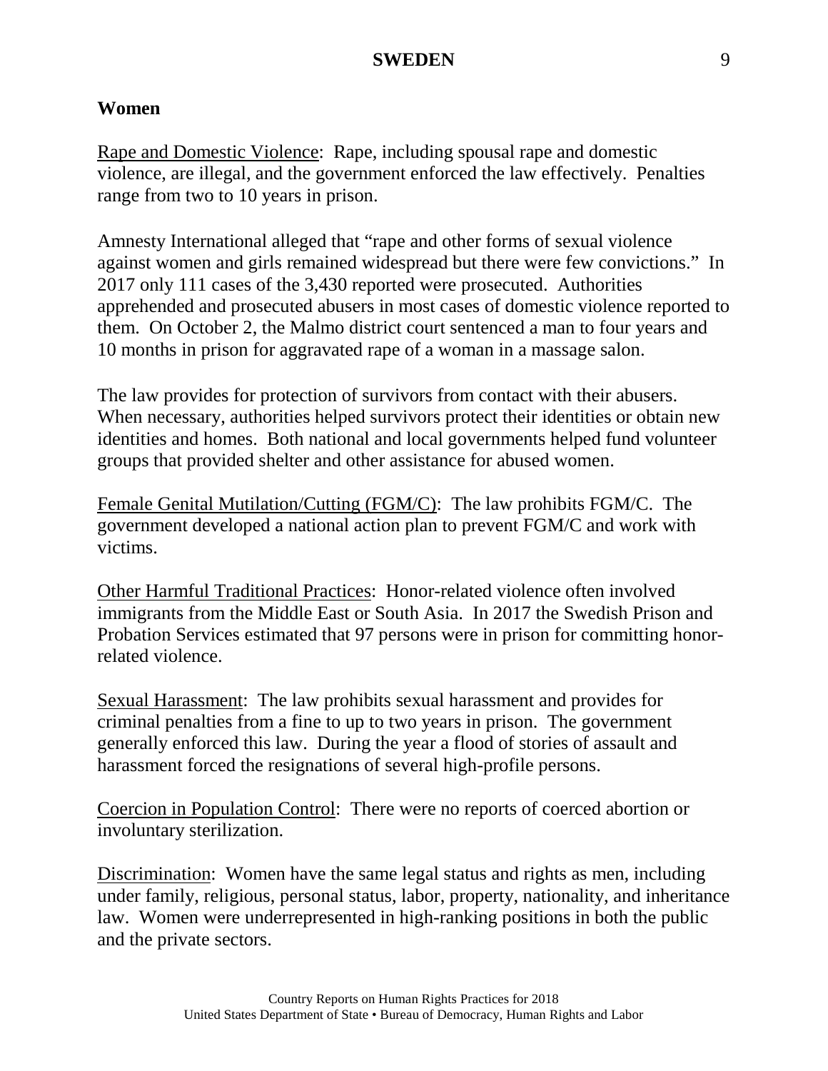## Women

Rape and Domestic Violence: Rape, including spousal rape and domestic violence, are illegal, and the government enforced the law effectively. Penalties range from two to 10 years in prison.

Amnesty International alleged that "rape and other forms of sexual violence against women and girls remained widespread but there were few convictions." In 2017 only 111 cases of the 3,430 reported were prosecuted. Authorities apprehended and prosecuted abusers in most cases of domestic violence reported to them. On October 2, the Malmo district court sentenced a man to four years and 10 months in prison for aggravated rape of a woman in a massage salon.

The law provides for protection of survivors from contact with their abusers. When necessary, authorities helped survivors protect their identities or obtain new identities and homes. Both national and local governments helped fund volunteer groups that provided shelter and other assistance for abused women.

Female Genital Mutilation/Cutting (FGM/C): The law prohibits FGM/C. The government developed a national action plan to prevent FGM/C and work with victims.

Other Harmful Traditional Practices: Honor-related violence often involved immigrants from the Middle East or South Asia. In 2017 the Swedish Prison and Probation Services estimated that 97 persons were in prison for committing honor-related violence.

Sexual Harassment: The law prohibits sexual harassment and provides for criminal penalties from a fine to up to two years in prison. The government generally enforced this law. During the year a flood of stories of assault and harassment forced the resignations of several high-profile persons.

Coercion in Population Control: There were no reports of coerced abortion or involuntary sterilization.

Discrimination: Women have the same legal status and rights as men, including under family, religious, personal status, labor, property, nationality, and inheritance law. Women were underrepresented in high-ranking positions in both the public and the private sectors.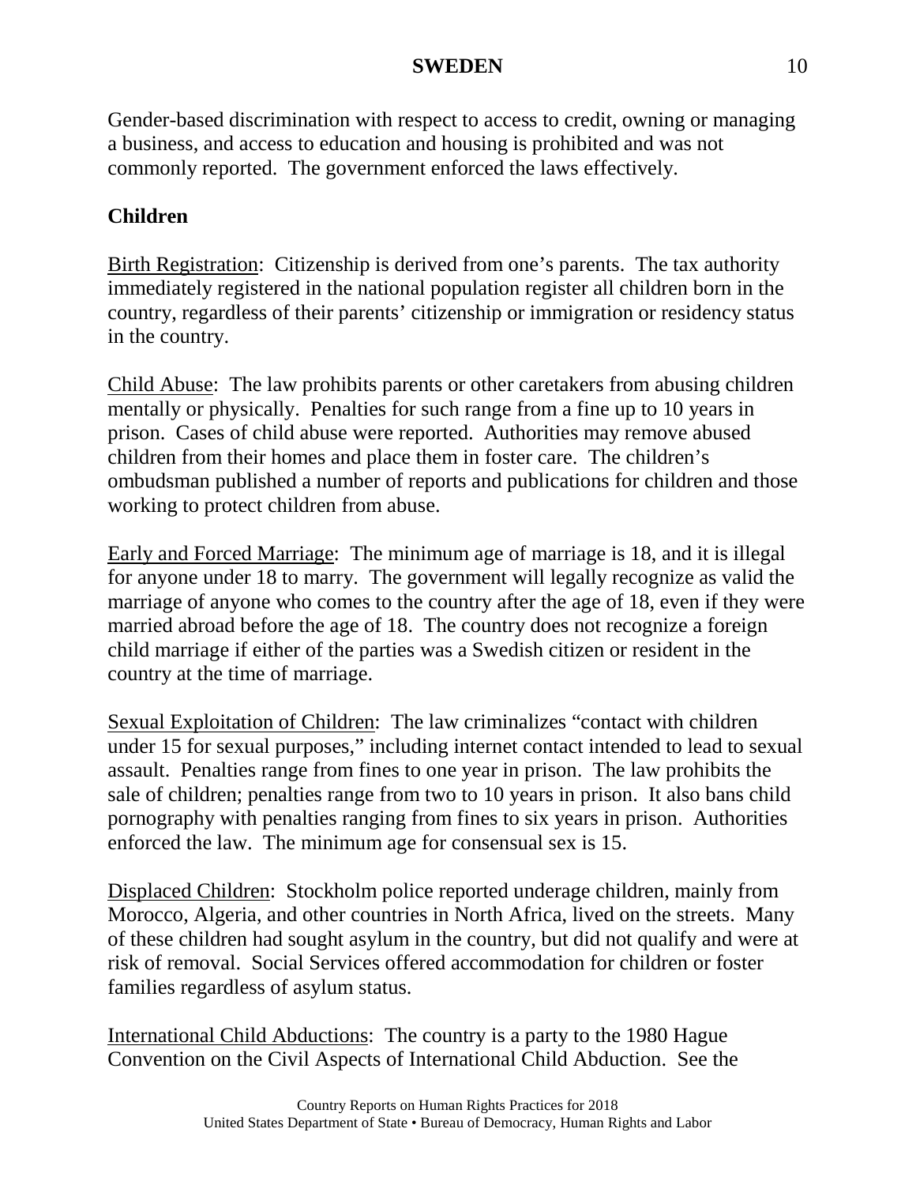Gender-based discrimination with respect to access to credit, owning or managing a business, and access to education and housing is prohibited and was not commonly reported. The government enforced the laws effectively.

**Children**

Birth Registration: Citizenship is derived from one's parents. The tax authority immediately registered in the national population register all children born in the country, regardless of their parents' citizenship or immigration or residency status in the country.

Child Abuse: The law prohibits parents or other caretakers from abusing children mentally or physically. Penalties for such range from a fine up to 10 years in prison. Cases of child abuse were reported. Authorities may remove abused children from their homes and place them in foster care. The children's ombudsman published a number of reports and publications for children and those working to protect children from abuse.

Early and Forced Marriage: The minimum age of marriage is 18, and it is illegal for anyone under 18 to marry. The government will legally recognize as valid the marriage of anyone who comes to the country after the age of 18, even if they were married abroad before the age of 18. The country does not recognize a foreign child marriage if either of the parties was a Swedish citizen or resident in the country at the time of marriage.

Sexual Exploitation of Children: The law criminalizes "contact with children under 15 for sexual purposes," including internet contact intended to lead to sexual assault. Penalties range from fines to one year in prison. The law prohibits the sale of children; penalties range from two to 10 years in prison. It also bans child pornography with penalties ranging from fines to six years in prison. Authorities enforced the law. The minimum age for consensual sex is 15.

Displaced Children: Stockholm police reported underage children, mainly from Morocco, Algeria, and other countries in North Africa, lived on the streets. Many of these children had sought asylum in the country, but did not qualify and were at risk of removal. Social Services offered accommodation for children or foster families regardless of asylum status.

International Child Abductions: The country is a party to the 1980 Hague Convention on the Civil Aspects of International Child Abduction. See the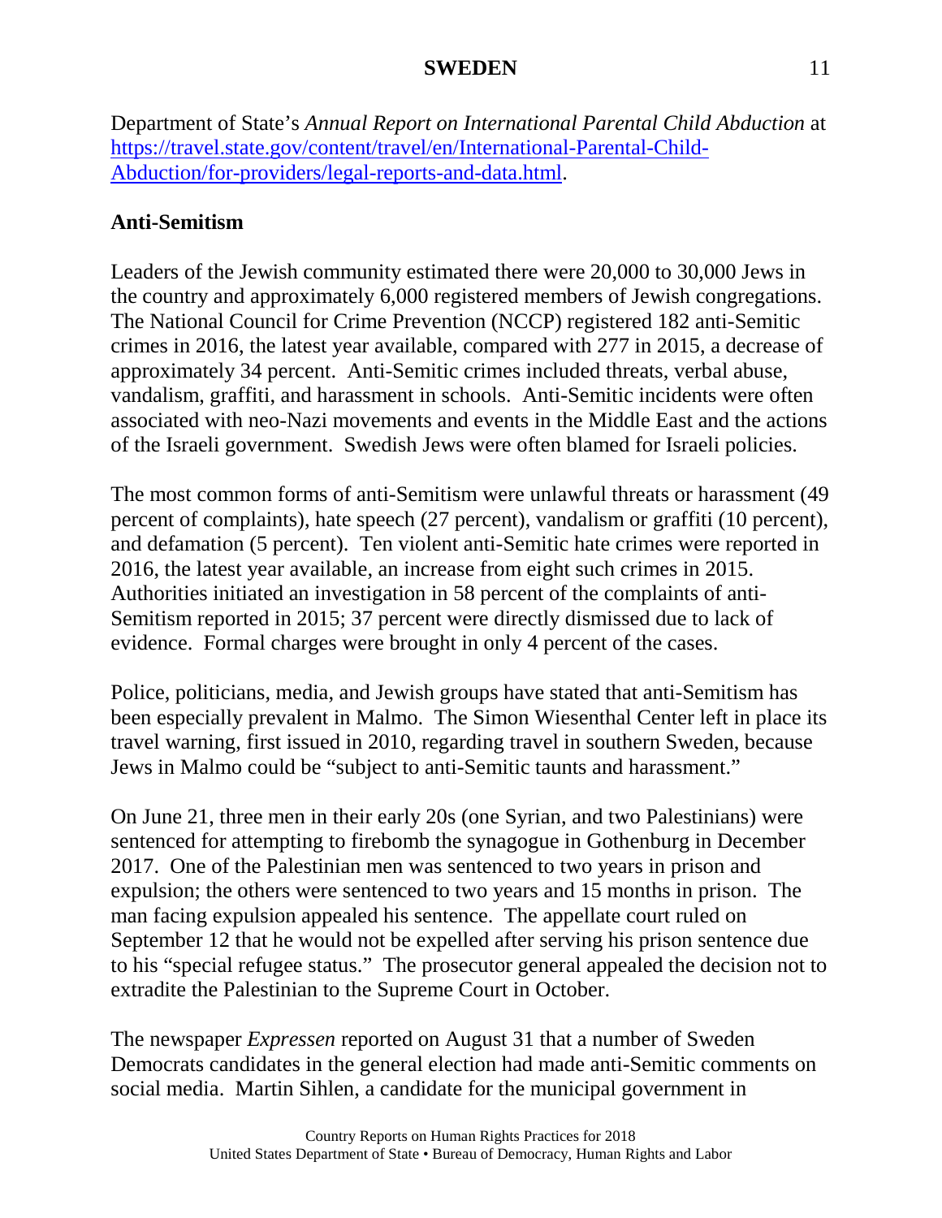Department of State's *Annual Report on International Parental Child Abduction* at [https://travel.state.gov/content/travel/en/International-Parental-Child-Abduction/for-providers/legal-reports-and-data.html](https://travel.state.gov/content/travel/en/International-Parental-Child-Abduction/for-providers/legal-reports-and-data.html).

**Anti-Semitism**

Leaders of the Jewish community estimated there were 20,000 to 30,000 Jews in the country and approximately 6,000 registered members of Jewish congregations. The National Council for Crime Prevention (NCCP) registered 182 anti-Semitic crimes in 2016, the latest year available, compared with 277 in 2015, a decrease of approximately 34 percent. Anti-Semitic crimes included threats, verbal abuse, vandalism, graffiti, and harassment in schools. Anti-Semitic incidents were often associated with neo-Nazi movements and events in the Middle East and the actions of the Israeli government. Swedish Jews were often blamed for Israeli policies.

The most common forms of anti-Semitism were unlawful threats or harassment (49 percent of complaints), hate speech (27 percent), vandalism or graffiti (10 percent), and defamation (5 percent). Ten violent anti-Semitic hate crimes were reported in 2016, the latest year available, an increase from eight such crimes in 2015. Authorities initiated an investigation in 58 percent of the complaints of anti-Semitism reported in 2015; 37 percent were directly dismissed due to lack of evidence. Formal charges were brought in only 4 percent of the cases.

Police, politicians, media, and Jewish groups have stated that anti-Semitism has been especially prevalent in Malmo. The Simon Wiesenthal Center left in place its travel warning, first issued in 2010, regarding travel in southern Sweden, because Jews in Malmo could be "subject to anti-Semitic taunts and harassment."

On June 21, three men in their early 20s (one Syrian, and two Palestinians) were sentenced for attempting to firebomb the synagogue in Gothenburg in December 2017. One of the Palestinian men was sentenced to two years in prison and expulsion; the others were sentenced to two years and 15 months in prison. The man facing expulsion appealed his sentence. The appellate court ruled on September 12 that he would not be expelled after serving his prison sentence due to his "special refugee status." The prosecutor general appealed the decision not to extradite the Palestinian to the Supreme Court in October.

The newspaper *Expressen* reported on August 31 that a number of Sweden Democrats candidates in the general election had made anti-Semitic comments on social media. Martin Sihlen, a candidate for the municipal government in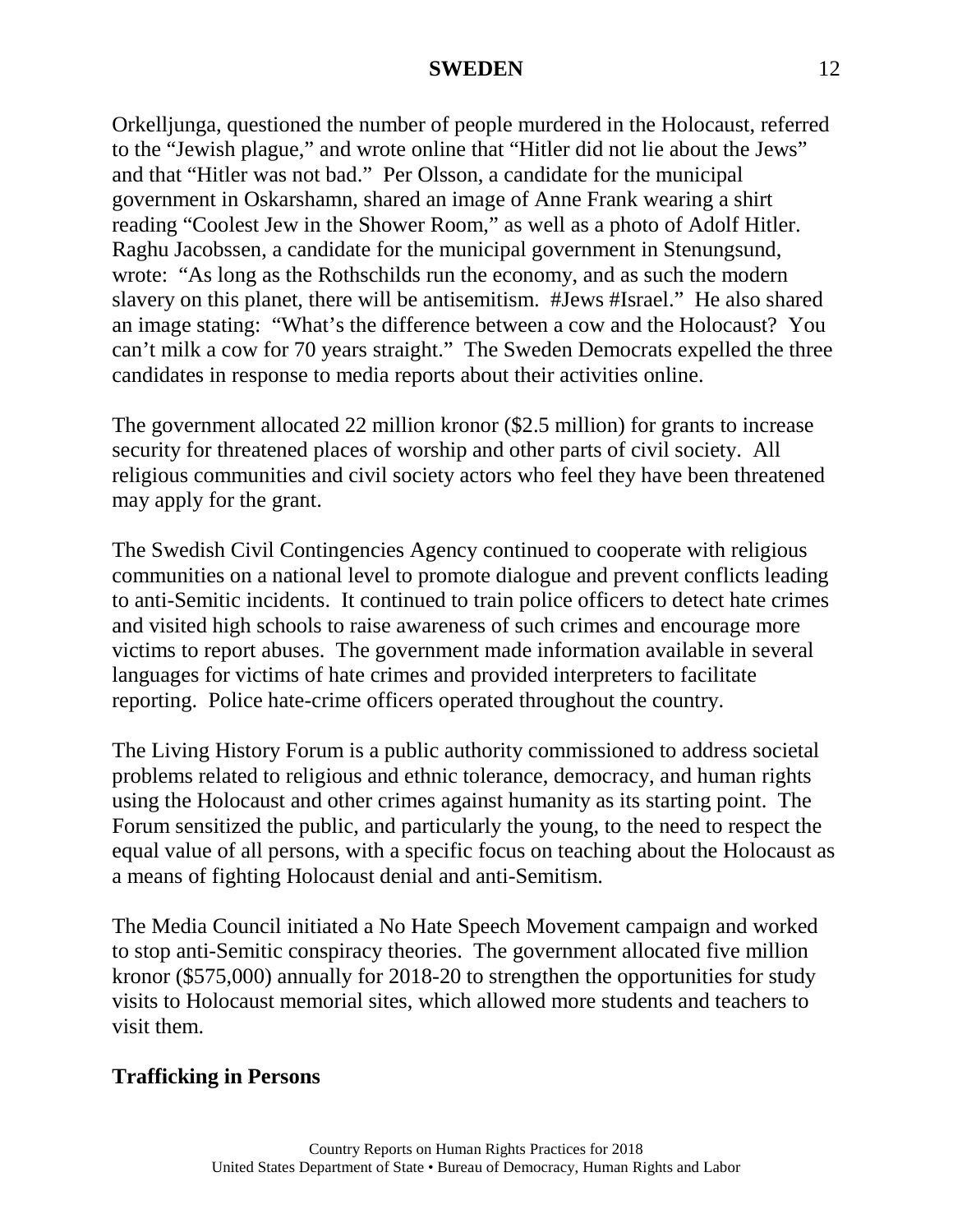Orkelljunga, questioned the number of people murdered in the Holocaust, referred to the "Jewish plague," and wrote online that "Hitler did not lie about the Jews" and that "Hitler was not bad." Per Olsson, a candidate for the municipal government in Oskarshamn, shared an image of Anne Frank wearing a shirt reading "Coolest Jew in the Shower Room," as well as a photo of Adolf Hitler. Raghu Jacobssen, a candidate for the municipal government in Stenungsund, wrote: "As long as the Rothschilds run the economy, and as such the modern slavery on this planet, there will be antisemitism. #Jews #Israel." He also shared an image stating: "What's the difference between a cow and the Holocaust? You can't milk a cow for 70 years straight." The Sweden Democrats expelled the three candidates in response to media reports about their activities online.

The government allocated 22 million kronor ($2.5 million) for grants to increase security for threatened places of worship and other parts of civil society. All religious communities and civil society actors who feel they have been threatened may apply for the grant.

The Swedish Civil Contingencies Agency continued to cooperate with religious communities on a national level to promote dialogue and prevent conflicts leading to anti-Semitic incidents. It continued to train police officers to detect hate crimes and visited high schools to raise awareness of such crimes and encourage more victims to report abuses. The government made information available in several languages for victims of hate crimes and provided interpreters to facilitate reporting. Police hate-crime officers operated throughout the country.

The Living History Forum is a public authority commissioned to address societal problems related to religious and ethnic tolerance, democracy, and human rights using the Holocaust and other crimes against humanity as its starting point. The Forum sensitized the public, and particularly the young, to the need to respect the equal value of all persons, with a specific focus on teaching about the Holocaust as a means of fighting Holocaust denial and anti-Semitism.

The Media Council initiated a No Hate Speech Movement campaign and worked to stop anti-Semitic conspiracy theories. The government allocated five million kronor ($575,000) annually for 2018-20 to strengthen the opportunities for study visits to Holocaust memorial sites, which allowed more students and teachers to visit them.

## Trafficking in Persons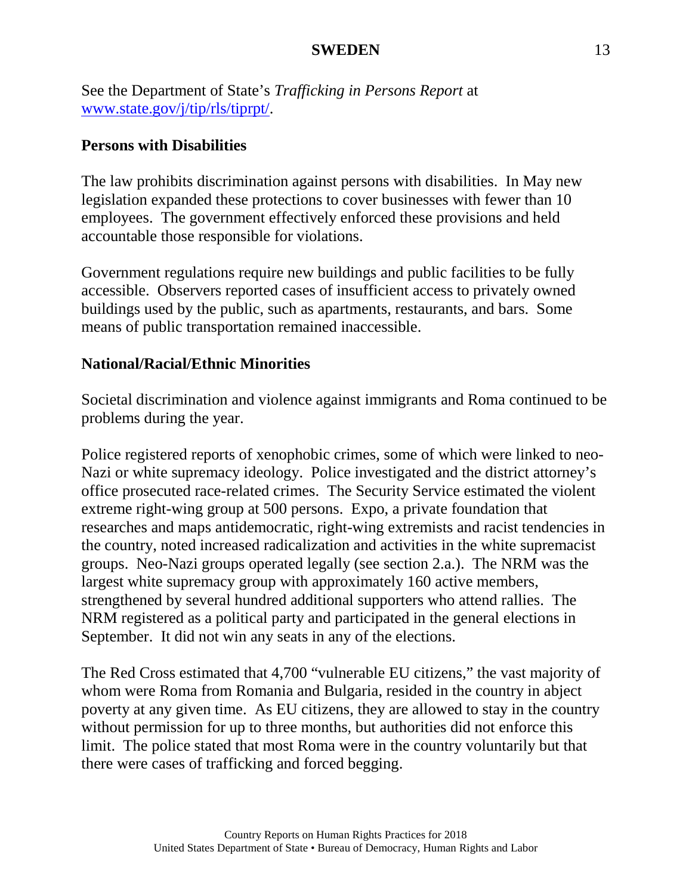See the Department of State's *Trafficking in Persons Report* at [www.state.gov/j/tip/rls/tiprpt/](http://www.state.gov/j/tip/rls/tiprpt/).

**Persons with Disabilities**

The law prohibits discrimination against persons with disabilities. In May new legislation expanded these protections to cover businesses with fewer than 10 employees. The government effectively enforced these provisions and held accountable those responsible for violations.

Government regulations require new buildings and public facilities to be fully accessible. Observers reported cases of insufficient access to privately owned buildings used by the public, such as apartments, restaurants, and bars. Some means of public transportation remained inaccessible.

**National/Racial/Ethnic Minorities**

Societal discrimination and violence against immigrants and Roma continued to be problems during the year.

Police registered reports of xenophobic crimes, some of which were linked to neo-Nazi or white supremacy ideology. Police investigated and the district attorney's office prosecuted race-related crimes. The Security Service estimated the violent extreme right-wing group at 500 persons. Expo, a private foundation that researches and maps antidemocratic, right-wing extremists and racist tendencies in the country, noted increased radicalization and activities in the white supremacist groups. Neo-Nazi groups operated legally (see section 2.a.). The NRM was the largest white supremacy group with approximately 160 active members, strengthened by several hundred additional supporters who attend rallies. The NRM registered as a political party and participated in the general elections in September. It did not win any seats in any of the elections.

The Red Cross estimated that 4,700 "vulnerable EU citizens," the vast majority of whom were Roma from Romania and Bulgaria, resided in the country in abject poverty at any given time. As EU citizens, they are allowed to stay in the country without permission for up to three months, but authorities did not enforce this limit. The police stated that most Roma were in the country voluntarily but that there were cases of trafficking and forced begging.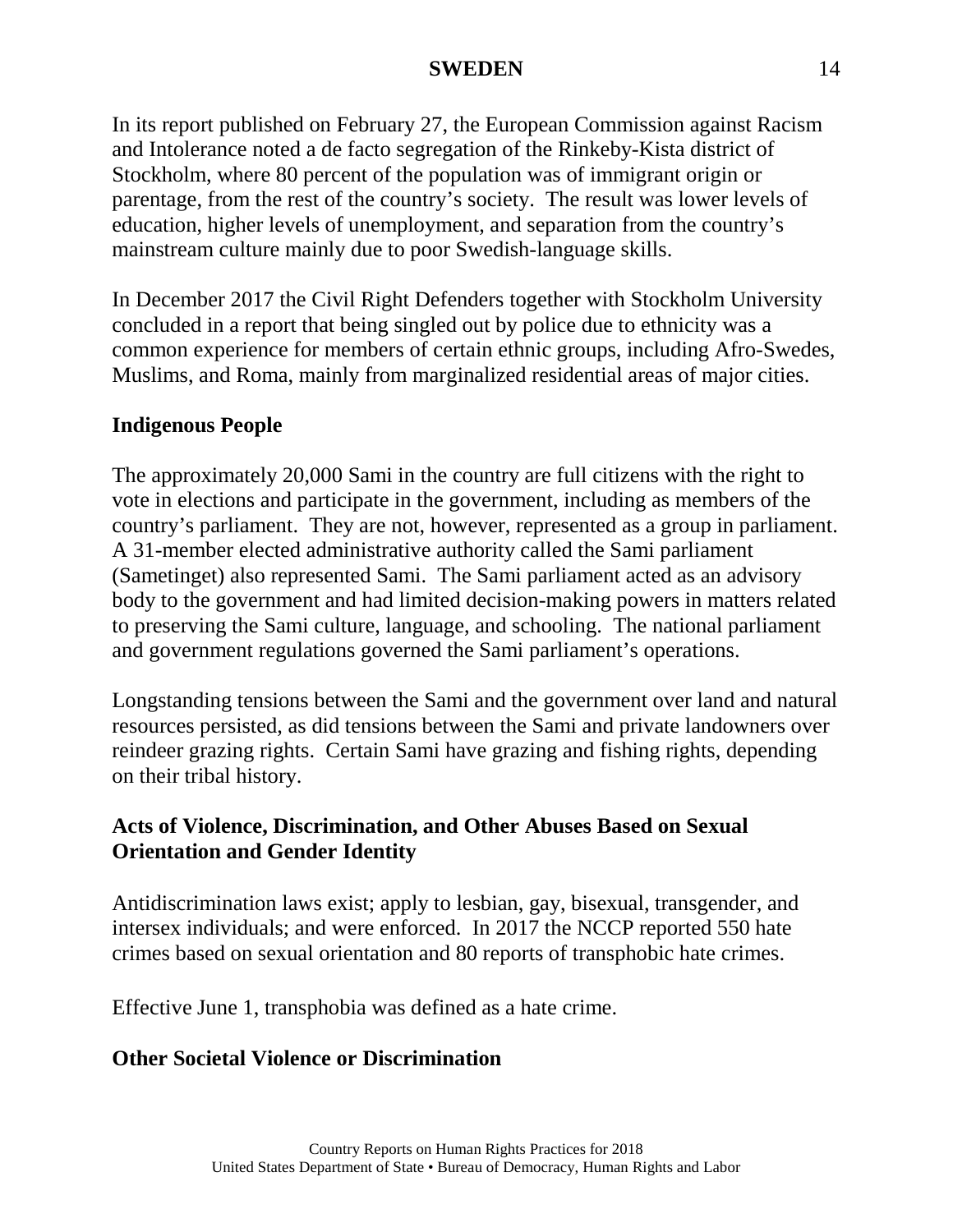In its report published on February 27, the European Commission against Racism and Intolerance noted a de facto segregation of the Rinkeby-Kista district of Stockholm, where 80 percent of the population was of immigrant origin or parentage, from the rest of the country's society. The result was lower levels of education, higher levels of unemployment, and separation from the country's mainstream culture mainly due to poor Swedish-language skills.

In December 2017 the Civil Right Defenders together with Stockholm University concluded in a report that being singled out by police due to ethnicity was a common experience for members of certain ethnic groups, including Afro-Swedes, Muslims, and Roma, mainly from marginalized residential areas of major cities.

**Indigenous People**

The approximately 20,000 Sami in the country are full citizens with the right to vote in elections and participate in the government, including as members of the country's parliament. They are not, however, represented as a group in parliament. A 31-member elected administrative authority called the Sami parliament (Sametinget) also represented Sami. The Sami parliament acted as an advisory body to the government and had limited decision-making powers in matters related to preserving the Sami culture, language, and schooling. The national parliament and government regulations governed the Sami parliament's operations.

Longstanding tensions between the Sami and the government over land and natural resources persisted, as did tensions between the Sami and private landowners over reindeer grazing rights. Certain Sami have grazing and fishing rights, depending on their tribal history.

**Acts of Violence, Discrimination, and Other Abuses Based on Sexual Orientation and Gender Identity**

Antidiscrimination laws exist; apply to lesbian, gay, bisexual, transgender, and intersex individuals; and were enforced. In 2017 the NCCP reported 550 hate crimes based on sexual orientation and 80 reports of transphobic hate crimes.

Effective June 1, transphobia was defined as a hate crime.

**Other Societal Violence or Discrimination**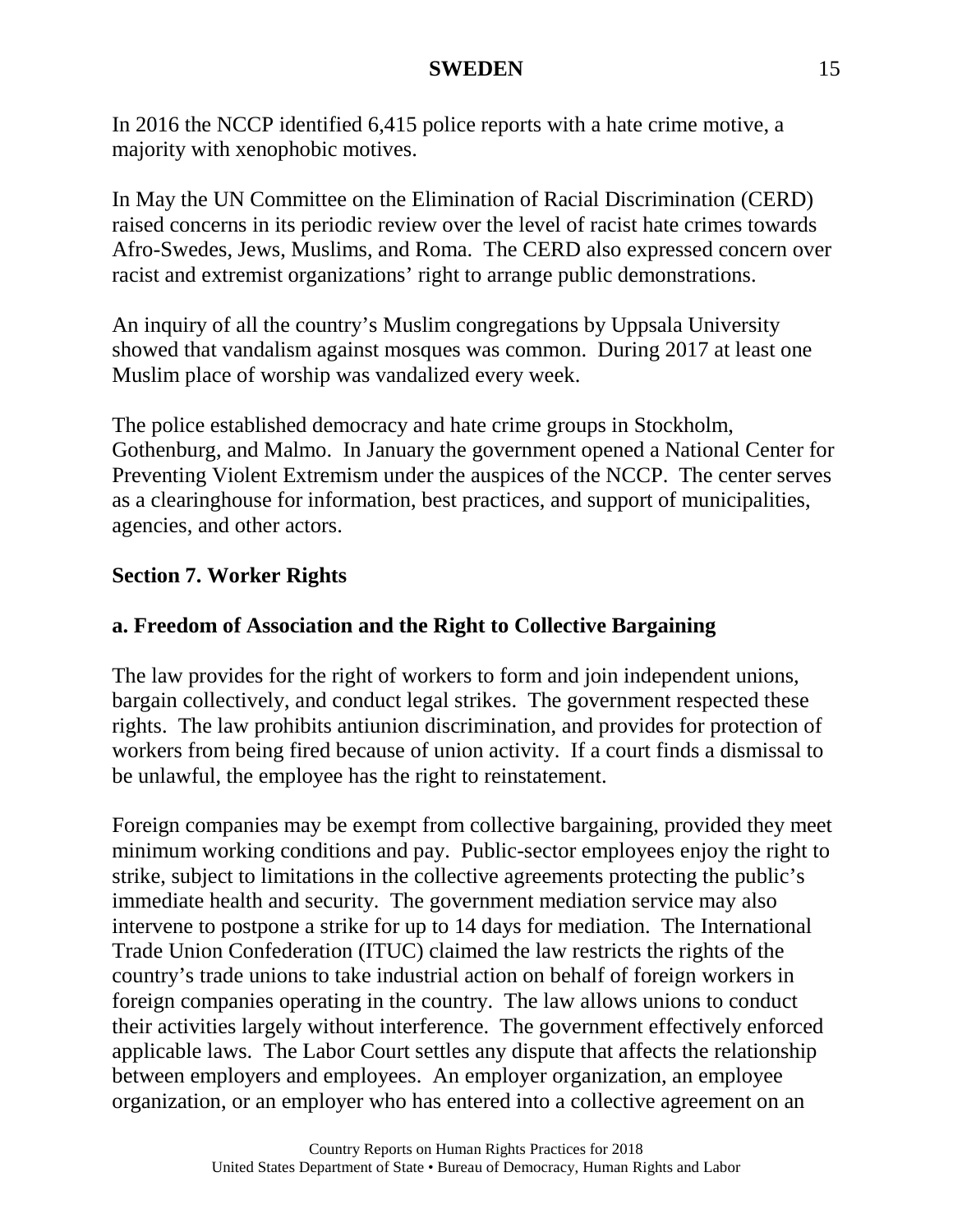In 2016 the NCCP identified 6,415 police reports with a hate crime motive, a majority with xenophobic motives.

In May the UN Committee on the Elimination of Racial Discrimination (CERD) raised concerns in its periodic review over the level of racist hate crimes towards Afro-Swedes, Jews, Muslims, and Roma. The CERD also expressed concern over racist and extremist organizations' right to arrange public demonstrations.

An inquiry of all the country's Muslim congregations by Uppsala University showed that vandalism against mosques was common. During 2017 at least one Muslim place of worship was vandalized every week.

The police established democracy and hate crime groups in Stockholm, Gothenburg, and Malmo. In January the government opened a National Center for Preventing Violent Extremism under the auspices of the NCCP. The center serves as a clearinghouse for information, best practices, and support of municipalities, agencies, and other actors.

## Section 7. Worker Rights

### a. Freedom of Association and the Right to Collective Bargaining

The law provides for the right of workers to form and join independent unions, bargain collectively, and conduct legal strikes. The government respected these rights. The law prohibits antiunion discrimination, and provides for protection of workers from being fired because of union activity. If a court finds a dismissal to be unlawful, the employee has the right to reinstatement.

Foreign companies may be exempt from collective bargaining, provided they meet minimum working conditions and pay. Public-sector employees enjoy the right to strike, subject to limitations in the collective agreements protecting the public's immediate health and security. The government mediation service may also intervene to postpone a strike for up to 14 days for mediation. The International Trade Union Confederation (ITUC) claimed the law restricts the rights of the country's trade unions to take industrial action on behalf of foreign workers in foreign companies operating in the country. The law allows unions to conduct their activities largely without interference. The government effectively enforced applicable laws. The Labor Court settles any dispute that affects the relationship between employers and employees. An employer organization, an employee organization, or an employer who has entered into a collective agreement on an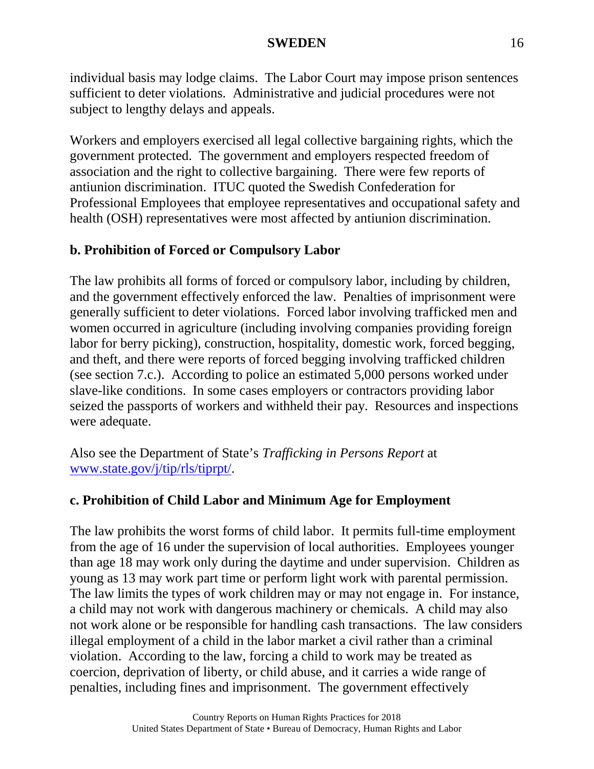individual basis may lodge claims. The Labor Court may impose prison sentences sufficient to deter violations. Administrative and judicial procedures were not subject to lengthy delays and appeals.

Workers and employers exercised all legal collective bargaining rights, which the government protected. The government and employers respected freedom of association and the right to collective bargaining. There were few reports of antiunion discrimination. ITUC quoted the Swedish Confederation for Professional Employees that employee representatives and occupational safety and health (OSH) representatives were most affected by antiunion discrimination.

## b. Prohibition of Forced or Compulsory Labor

The law prohibits all forms of forced or compulsory labor, including by children, and the government effectively enforced the law. Penalties of imprisonment were generally sufficient to deter violations. Forced labor involving trafficked men and women occurred in agriculture (including involving companies providing foreign labor for berry picking), construction, hospitality, domestic work, forced begging, and theft, and there were reports of forced begging involving trafficked children (see section 7.c.). According to police an estimated 5,000 persons worked under slave-like conditions. In some cases employers or contractors providing labor seized the passports of workers and withheld their pay. Resources and inspections were adequate.

Also see the Department of State's *Trafficking in Persons Report* at [www.state.gov/j/tip/rls/tiprpt/](www.state.gov/j/tip/rls/tiprpt/).

## c. Prohibition of Child Labor and Minimum Age for Employment

The law prohibits the worst forms of child labor. It permits full-time employment from the age of 16 under the supervision of local authorities. Employees younger than age 18 may work only during the daytime and under supervision. Children as young as 13 may work part time or perform light work with parental permission. The law limits the types of work children may or may not engage in. For instance, a child may not work with dangerous machinery or chemicals. A child may also not work alone or be responsible for handling cash transactions. The law considers illegal employment of a child in the labor market a civil rather than a criminal violation. According to the law, forcing a child to work may be treated as coercion, deprivation of liberty, or child abuse, and it carries a wide range of penalties, including fines and imprisonment. The government effectively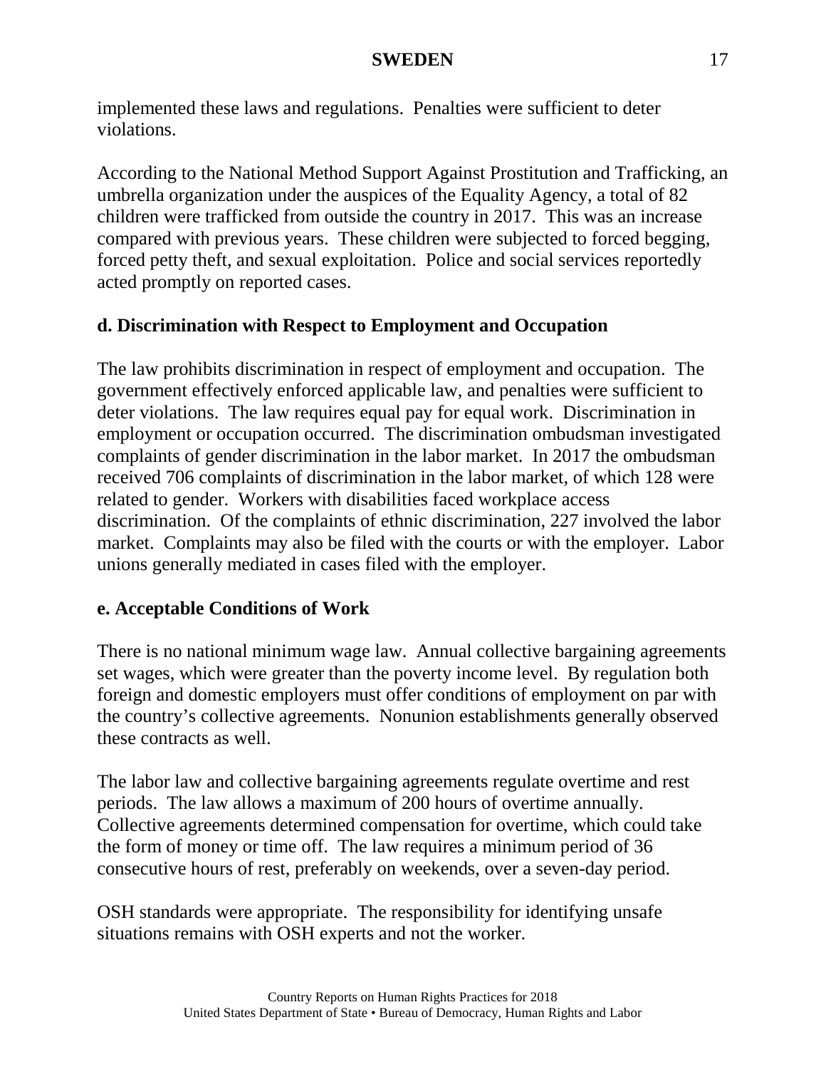implemented these laws and regulations. Penalties were sufficient to deter violations.

According to the National Method Support Against Prostitution and Trafficking, an umbrella organization under the auspices of the Equality Agency, a total of 82 children were trafficked from outside the country in 2017. This was an increase compared with previous years. These children were subjected to forced begging, forced petty theft, and sexual exploitation. Police and social services reportedly acted promptly on reported cases.

**d. Discrimination with Respect to Employment and Occupation**

The law prohibits discrimination in respect of employment and occupation. The government effectively enforced applicable law, and penalties were sufficient to deter violations. The law requires equal pay for equal work. Discrimination in employment or occupation occurred. The discrimination ombudsman investigated complaints of gender discrimination in the labor market. In 2017 the ombudsman received 706 complaints of discrimination in the labor market, of which 128 were related to gender. Workers with disabilities faced workplace access discrimination. Of the complaints of ethnic discrimination, 227 involved the labor market. Complaints may also be filed with the courts or with the employer. Labor unions generally mediated in cases filed with the employer.

**e. Acceptable Conditions of Work**

There is no national minimum wage law. Annual collective bargaining agreements set wages, which were greater than the poverty income level. By regulation both foreign and domestic employers must offer conditions of employment on par with the country's collective agreements. Nonunion establishments generally observed these contracts as well.

The labor law and collective bargaining agreements regulate overtime and rest periods. The law allows a maximum of 200 hours of overtime annually. Collective agreements determined compensation for overtime, which could take the form of money or time off. The law requires a minimum period of 36 consecutive hours of rest, preferably on weekends, over a seven-day period.

OSH standards were appropriate. The responsibility for identifying unsafe situations remains with OSH experts and not the worker.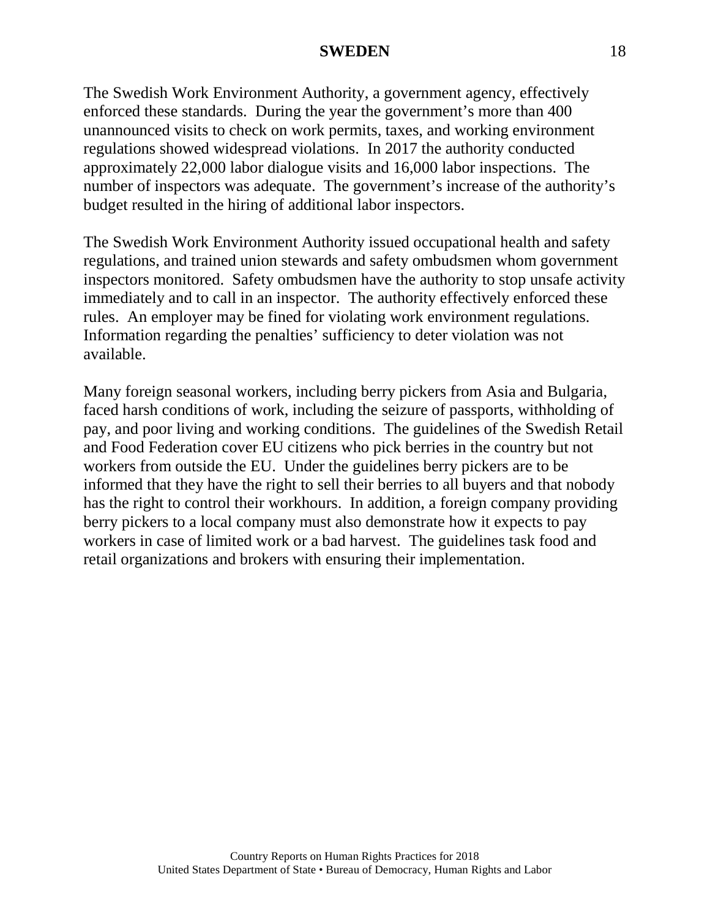The Swedish Work Environment Authority, a government agency, effectively enforced these standards. During the year the government's more than 400 unannounced visits to check on work permits, taxes, and working environment regulations showed widespread violations. In 2017 the authority conducted approximately 22,000 labor dialogue visits and 16,000 labor inspections. The number of inspectors was adequate. The government's increase of the authority's budget resulted in the hiring of additional labor inspectors.

The Swedish Work Environment Authority issued occupational health and safety regulations, and trained union stewards and safety ombudsmen whom government inspectors monitored. Safety ombudsmen have the authority to stop unsafe activity immediately and to call in an inspector. The authority effectively enforced these rules. An employer may be fined for violating work environment regulations. Information regarding the penalties' sufficiency to deter violation was not available.

Many foreign seasonal workers, including berry pickers from Asia and Bulgaria, faced harsh conditions of work, including the seizure of passports, withholding of pay, and poor living and working conditions. The guidelines of the Swedish Retail and Food Federation cover EU citizens who pick berries in the country but not workers from outside the EU. Under the guidelines berry pickers are to be informed that they have the right to sell their berries to all buyers and that nobody has the right to control their workhours. In addition, a foreign company providing berry pickers to a local company must also demonstrate how it expects to pay workers in case of limited work or a bad harvest. The guidelines task food and retail organizations and brokers with ensuring their implementation.